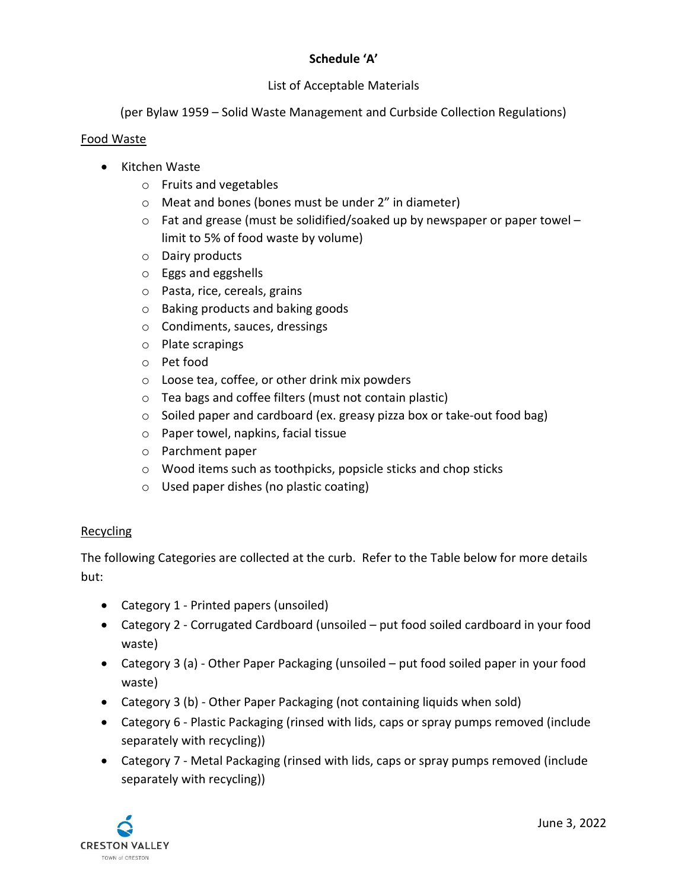# Schedule 'A'

List of Acceptable Materials

(per Bylaw 1959 – Solid Waste Management and Curbside Collection Regulations)

## Food Waste

- Kitchen Waste
  - Fruits and vegetables
  - Meat and bones (bones must be under 2" in diameter)
  - Fat and grease (must be solidified/soaked up by newspaper or paper towel – limit to 5% of food waste by volume)
  - Dairy products
  - Eggs and eggshells
  - Pasta, rice, cereals, grains
  - Baking products and baking goods
  - Condiments, sauces, dressings
  - Plate scrapings
  - Pet food
  - Loose tea, coffee, or other drink mix powders
  - Tea bags and coffee filters (must not contain plastic)
  - Soiled paper and cardboard (ex. greasy pizza box or take-out food bag)
  - Paper towel, napkins, facial tissue
  - Parchment paper
  - Wood items such as toothpicks, popsicle sticks and chop sticks
  - Used paper dishes (no plastic coating)

## Recycling

The following Categories are collected at the curb. Refer to the Table below for more details but:

- Category 1 - Printed papers (unsoiled)
- Category 2 - Corrugated Cardboard (unsoiled – put food soiled cardboard in your food waste)
- Category 3 (a) - Other Paper Packaging (unsoiled – put food soiled paper in your food waste)
- Category 3 (b) - Other Paper Packaging (not containing liquids when sold)
- Category 6 - Plastic Packaging (rinsed with lids, caps or spray pumps removed (include separately with recycling))
- Category 7 - Metal Packaging (rinsed with lids, caps or spray pumps removed (include separately with recycling))

June 3, 2022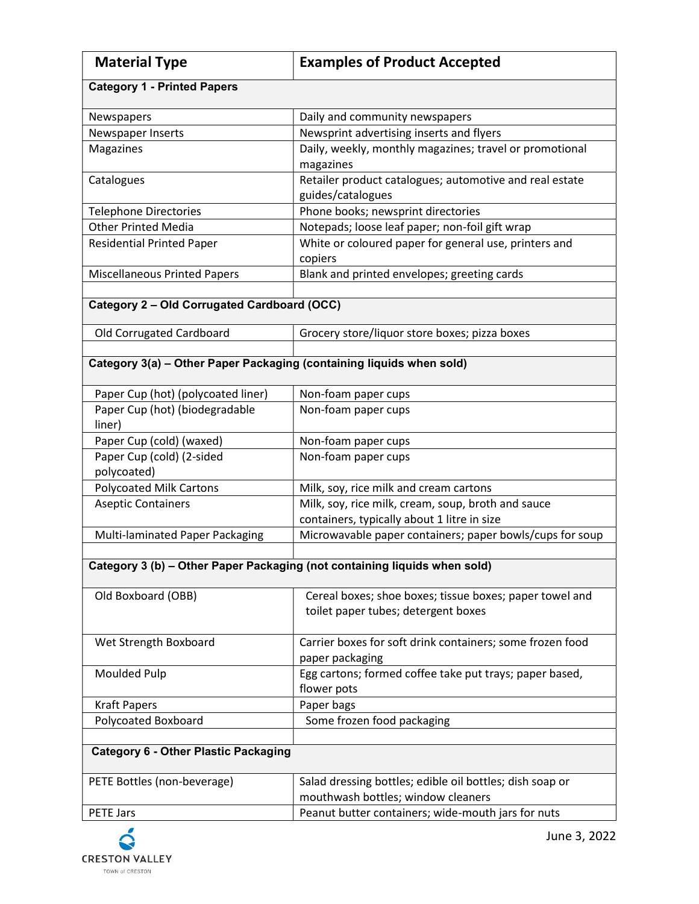| Material Type | Examples of Product Accepted |
|---|---|
| **Category 1 - Printed Papers** | |
| Newspapers | Daily and community newspapers |
| Newspaper Inserts | Newsprint advertising inserts and flyers |
| Magazines | Daily, weekly, monthly magazines; travel or promotional magazines |
| Catalogues | Retailer product catalogues; automotive and real estate guides/catalogues |
| Telephone Directories | Phone books; newsprint directories |
| Other Printed Media | Notepads; loose leaf paper; non-foil gift wrap |
| Residential Printed Paper | White or coloured paper for general use, printers and copiers |
| Miscellaneous Printed Papers | Blank and printed envelopes; greeting cards |
| | |
| **Category 2 – Old Corrugated Cardboard (OCC)** | |
| Old Corrugated Cardboard | Grocery store/liquor store boxes; pizza boxes |
| | |
| **Category 3(a) – Other Paper Packaging (containing liquids when sold)** | |
| Paper Cup (hot) (polycoated liner) | Non-foam paper cups |
| Paper Cup (hot) (biodegradable liner) | Non-foam paper cups |
| Paper Cup (cold) (waxed) | Non-foam paper cups |
| Paper Cup (cold) (2-sided polycoated) | Non-foam paper cups |
| Polycoated Milk Cartons | Milk, soy, rice milk and cream cartons |
| Aseptic Containers | Milk, soy, rice milk, cream, soup, broth and sauce containers, typically about 1 litre in size |
| Multi-laminated Paper Packaging | Microwavable paper containers; paper bowls/cups for soup |
| | |
| **Category 3 (b) – Other Paper Packaging (not containing liquids when sold)** | |
| Old Boxboard (OBB) | Cereal boxes; shoe boxes; tissue boxes; paper towel and toilet paper tubes; detergent boxes |
| Wet Strength Boxboard | Carrier boxes for soft drink containers; some frozen food paper packaging |
| Moulded Pulp | Egg cartons; formed coffee take put trays; paper based, flower pots |
| Kraft Papers | Paper bags |
| Polycoated Boxboard | Some frozen food packaging |
| | |
| **Category 6 - Other Plastic Packaging** | |
| PETE Bottles (non-beverage) | Salad dressing bottles; edible oil bottles; dish soap or mouthwash bottles; window cleaners |
| PETE Jars | Peanut butter containers; wide-mouth jars for nuts |

June 3, 2022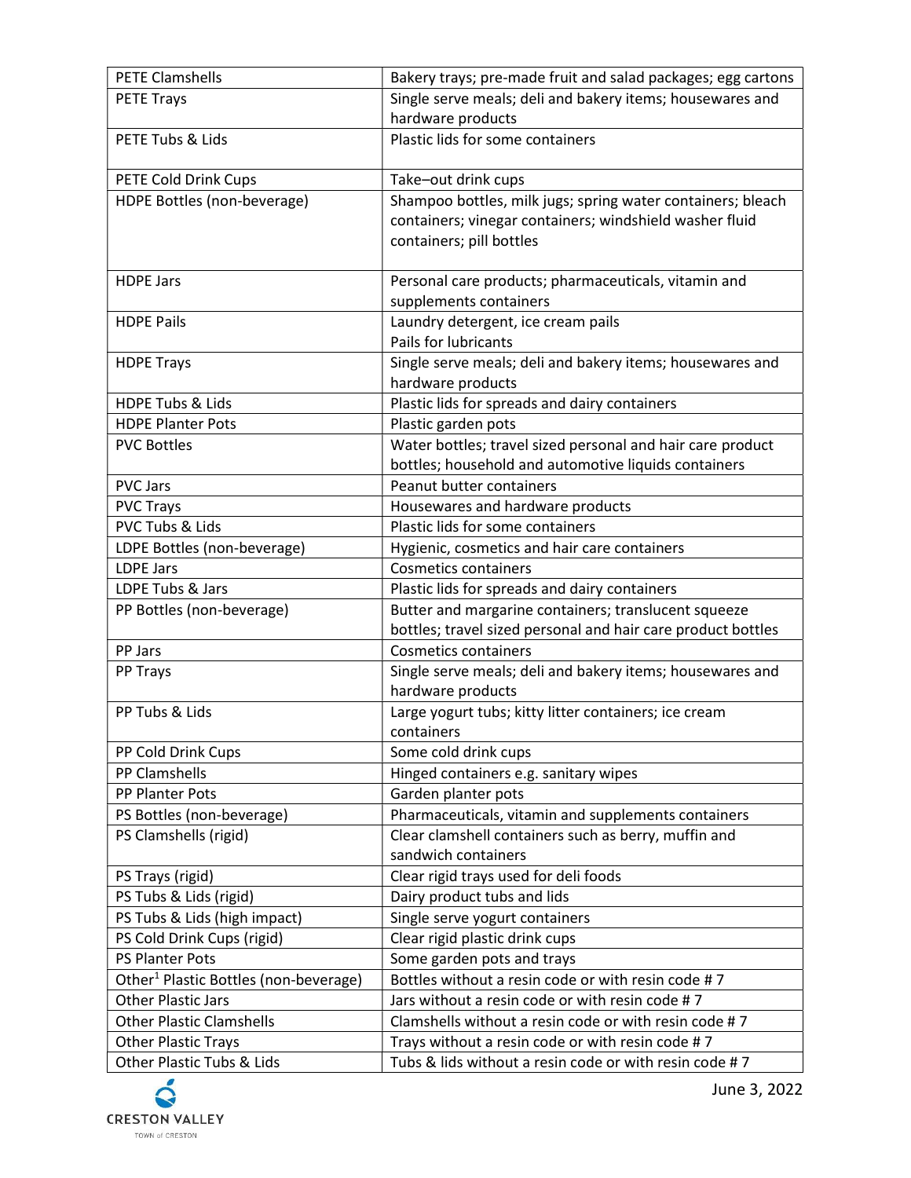| PETE Clamshells | Bakery trays; pre-made fruit and salad packages; egg cartons |
|---|---|
| PETE Trays | Single serve meals; deli and bakery items; housewares and hardware products |
| PETE Tubs & Lids | Plastic lids for some containers |
| PETE Cold Drink Cups | Take–out drink cups |
| HDPE Bottles (non-beverage) | Shampoo bottles, milk jugs; spring water containers; bleach containers; vinegar containers; windshield washer fluid containers; pill bottles |
| HDPE Jars | Personal care products; pharmaceuticals, vitamin and supplements containers |
| HDPE Pails | Laundry detergent, ice cream pails Pails for lubricants |
| HDPE Trays | Single serve meals; deli and bakery items; housewares and hardware products |
| HDPE Tubs & Lids | Plastic lids for spreads and dairy containers |
| HDPE Planter Pots | Plastic garden pots |
| PVC Bottles | Water bottles; travel sized personal and hair care product bottles; household and automotive liquids containers |
| PVC Jars | Peanut butter containers |
| PVC Trays | Housewares and hardware products |
| PVC Tubs & Lids | Plastic lids for some containers |
| LDPE Bottles (non-beverage) | Hygienic, cosmetics and hair care containers |
| LDPE Jars | Cosmetics containers |
| LDPE Tubs & Jars | Plastic lids for spreads and dairy containers |
| PP Bottles (non-beverage) | Butter and margarine containers; translucent squeeze bottles; travel sized personal and hair care product bottles |
| PP Jars | Cosmetics containers |
| PP Trays | Single serve meals; deli and bakery items; housewares and hardware products |
| PP Tubs & Lids | Large yogurt tubs; kitty litter containers; ice cream containers |
| PP Cold Drink Cups | Some cold drink cups |
| PP Clamshells | Hinged containers e.g. sanitary wipes |
| PP Planter Pots | Garden planter pots |
| PS Bottles (non-beverage) | Pharmaceuticals, vitamin and supplements containers |
| PS Clamshells (rigid) | Clear clamshell containers such as berry, muffin and sandwich containers |
| PS Trays (rigid) | Clear rigid trays used for deli foods |
| PS Tubs & Lids (rigid) | Dairy product tubs and lids |
| PS Tubs & Lids (high impact) | Single serve yogurt containers |
| PS Cold Drink Cups (rigid) | Clear rigid plastic drink cups |
| PS Planter Pots | Some garden pots and trays |
| Other[1] Plastic Bottles (non-beverage) | Bottles without a resin code or with resin code # 7 |
| Other Plastic Jars | Jars without a resin code or with resin code # 7 |
| Other Plastic Clamshells | Clamshells without a resin code or with resin code # 7 |
| Other Plastic Trays | Trays without a resin code or with resin code # 7 |
| Other Plastic Tubs & Lids | Tubs & lids without a resin code or with resin code # 7 |

June 3, 2022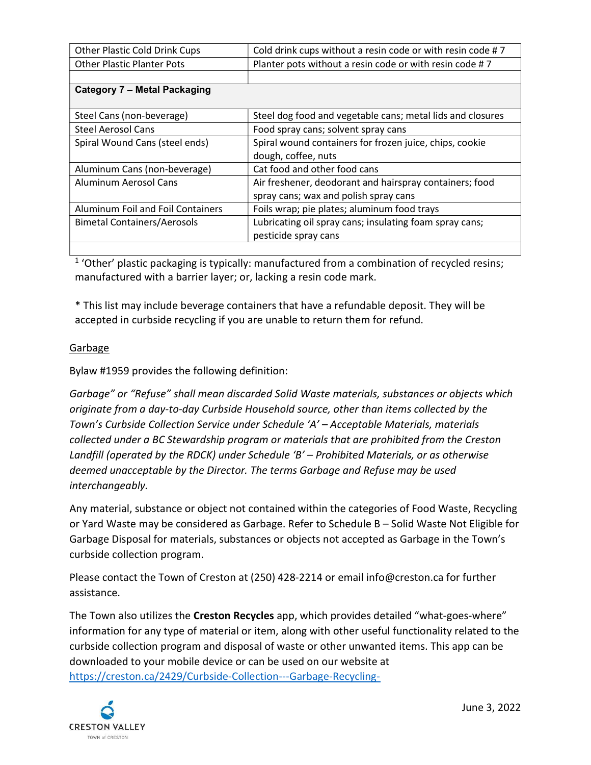| | |
|---|---|
| Other Plastic Cold Drink Cups | Cold drink cups without a resin code or with resin code # 7 |
| Other Plastic Planter Pots | Planter pots without a resin code or with resin code # 7 |
| | |
| **Category 7 – Metal Packaging** | |
| Steel Cans (non-beverage) | Steel dog food and vegetable cans; metal lids and closures |
| Steel Aerosol Cans | Food spray cans; solvent spray cans |
| Spiral Wound Cans (steel ends) | Spiral wound containers for frozen juice, chips, cookie dough, coffee, nuts |
| Aluminum Cans (non-beverage) | Cat food and other food cans |
| Aluminum Aerosol Cans | Air freshener, deodorant and hairspray containers; food spray cans; wax and polish spray cans |
| Aluminum Foil and Foil Containers | Foils wrap; pie plates; aluminum food trays |
| Bimetal Containers/Aerosols | Lubricating oil spray cans; insulating foam spray cans; pesticide spray cans |
| | |

[1] 'Other' plastic packaging is typically: manufactured from a combination of recycled resins; manufactured with a barrier layer; or, lacking a resin code mark.

* This list may include beverage containers that have a refundable deposit. They will be accepted in curbside recycling if you are unable to return them for refund.

<u>Garbage</u>

Bylaw #1959 provides the following definition:

*Garbage" or "Refuse" shall mean discarded Solid Waste materials, substances or objects which originate from a day-to-day Curbside Household source, other than items collected by the Town's Curbside Collection Service under Schedule 'A' – Acceptable Materials, materials collected under a BC Stewardship program or materials that are prohibited from the Creston Landfill (operated by the RDCK) under Schedule 'B' – Prohibited Materials, or as otherwise deemed unacceptable by the Director. The terms Garbage and Refuse may be used interchangeably.*

Any material, substance or object not contained within the categories of Food Waste, Recycling or Yard Waste may be considered as Garbage. Refer to Schedule B – Solid Waste Not Eligible for Garbage Disposal for materials, substances or objects not accepted as Garbage in the Town's curbside collection program.

Please contact the Town of Creston at (250) 428-2214 or email info@creston.ca for further assistance.

The Town also utilizes the **Creston Recycles** app, which provides detailed "what-goes-where" information for any type of material or item, along with other useful functionality related to the curbside collection program and disposal of waste or other unwanted items. This app can be downloaded to your mobile device or can be used on our website at https://creston.ca/2429/Curbside-Collection---Garbage-Recycling-

June 3, 2022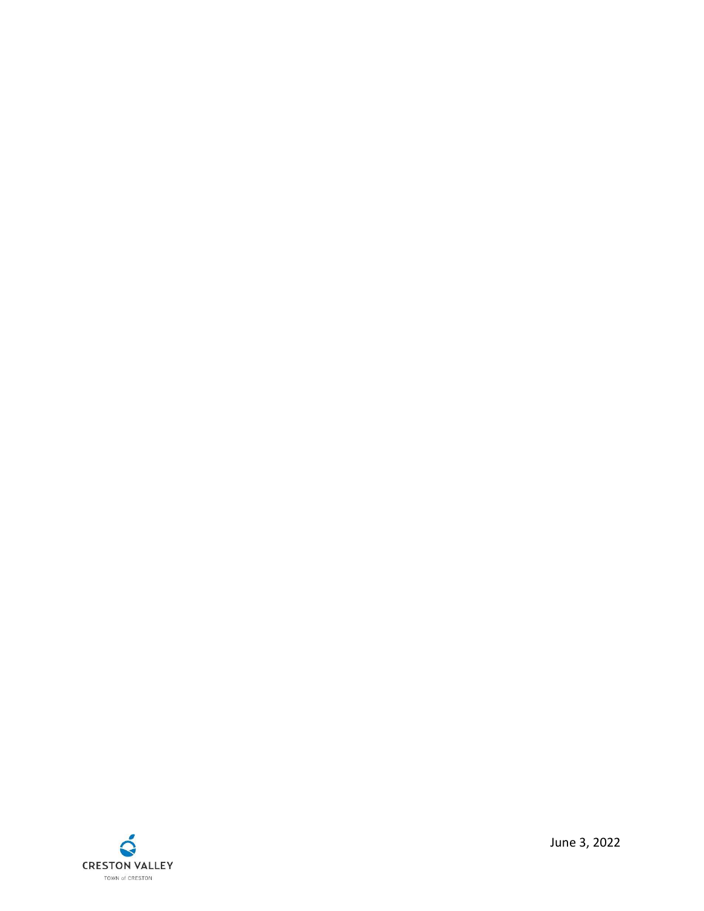CRESTON VALLEY

TOWN of CRESTON

June 3, 2022